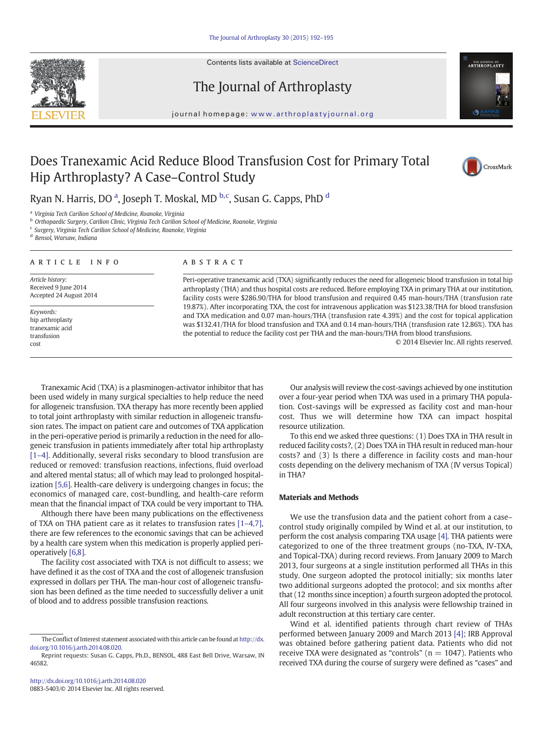# Does Tranexamic Acid Reduce Blood Transfusion Cost for Primary Total Hip Arthroplasty? A Case–Control Study

Ryan N. Harris, DO [a], Joseph T. Moskal, MD [b,c], Susan G. Capps, PhD [d]

[a] Virginia Tech Carilion School of Medicine, Roanoke, Virginia
[b] Orthopaedic Surgery, Carilion Clinic, Virginia Tech Carilion School of Medicine, Roanoke, Virginia
[c] Surgery, Virginia Tech Carilion School of Medicine, Roanoke, Virginia
[d] Bensol, Warsaw, Indiana

## ARTICLE INFO

*Article history:*
Received 9 June 2014
Accepted 24 August 2014

*Keywords:*
hip arthroplasty
tranexamic acid
transfusion
cost

## ABSTRACT

Peri-operative tranexamic acid (TXA) significantly reduces the need for allogeneic blood transfusion in total hip arthroplasty (THA) and thus hospital costs are reduced. Before employing TXA in primary THA at our institution, facility costs were $286.90/THA for blood transfusion and required 0.45 man-hours/THA (transfusion rate 19.87%). After incorporating TXA, the cost for intravenous application was $123.38/THA for blood transfusion and TXA medication and 0.07 man-hours/THA (transfusion rate 4.39%) and the cost for topical application was $132.41/THA for blood transfusion and TXA and 0.14 man-hours/THA (transfusion rate 12.86%). TXA has the potential to reduce the facility cost per THA and the man-hours/THA from blood transfusions.

© 2014 Elsevier Inc. All rights reserved.

Tranexamic Acid (TXA) is a plasminogen-activator inhibitor that has been used widely in many surgical specialties to help reduce the need for allogeneic transfusion. TXA therapy has more recently been applied to total joint arthroplasty with similar reduction in allogeneic transfusion rates. The impact on patient care and outcomes of TXA application in the peri-operative period is primarily a reduction in the need for allogeneic transfusion in patients immediately after total hip arthroplasty [1–4]. Additionally, several risks secondary to blood transfusion are reduced or removed: transfusion reactions, infections, fluid overload and altered mental status; all of which may lead to prolonged hospitalization [5,6]. Health-care delivery is undergoing changes in focus; the economics of managed care, cost-bundling, and health-care reform mean that the financial impact of TXA could be very important to THA.

Although there have been many publications on the effectiveness of TXA on THA patient care as it relates to transfusion rates [1–4,7], there are few references to the economic savings that can be achieved by a health care system when this medication is properly applied peri-operatively [6,8].

The facility cost associated with TXA is not difficult to assess; we have defined it as the cost of TXA and the cost of allogeneic transfusion expressed in dollars per THA. The man-hour cost of allogeneic transfusion has been defined as the time needed to successfully deliver a unit of blood and to address possible transfusion reactions.

Our analysis will review the cost-savings achieved by one institution over a four-year period when TXA was used in a primary THA population. Cost-savings will be expressed as facility cost and man-hour cost. Thus we will determine how TXA can impact hospital resource utilization.

To this end we asked three questions: (1) Does TXA in THA result in reduced facility costs?, (2) Does TXA in THA result in reduced man-hour costs? and (3) Is there a difference in facility costs and man-hour costs depending on the delivery mechanism of TXA (IV versus Topical) in THA?

## Materials and Methods

We use the transfusion data and the patient cohort from a case–control study originally compiled by Wind et al. at our institution, to perform the cost analysis comparing TXA usage [4]. THA patients were categorized to one of the three treatment groups (no-TXA, IV-TXA, and Topical-TXA) during record reviews. From January 2009 to March 2013, four surgeons at a single institution performed all THAs in this study. One surgeon adopted the protocol initially; six months later two additional surgeons adopted the protocol; and six months after that (12 months since inception) a fourth surgeon adopted the protocol. All four surgeons involved in this analysis were fellowship trained in adult reconstruction at this tertiary care center.

Wind et al. identified patients through chart review of THAs performed between January 2009 and March 2013 [4]; IRB Approval was obtained before gathering patient data. Patients who did not receive TXA were designated as "controls" (n = 1047). Patients who received TXA during the course of surgery were defined as "cases" and

---

The Conflict of Interest statement associated with this article can be found at http://dx.doi.org/10.1016/j.arth.2014.08.020.

Reprint requests: Susan G. Capps, Ph.D., BENSOL, 488 East Bell Drive, Warsaw, IN 46582.

http://dx.doi.org/10.1016/j.arth.2014.08.020
0883-5403/© 2014 Elsevier Inc. All rights reserved.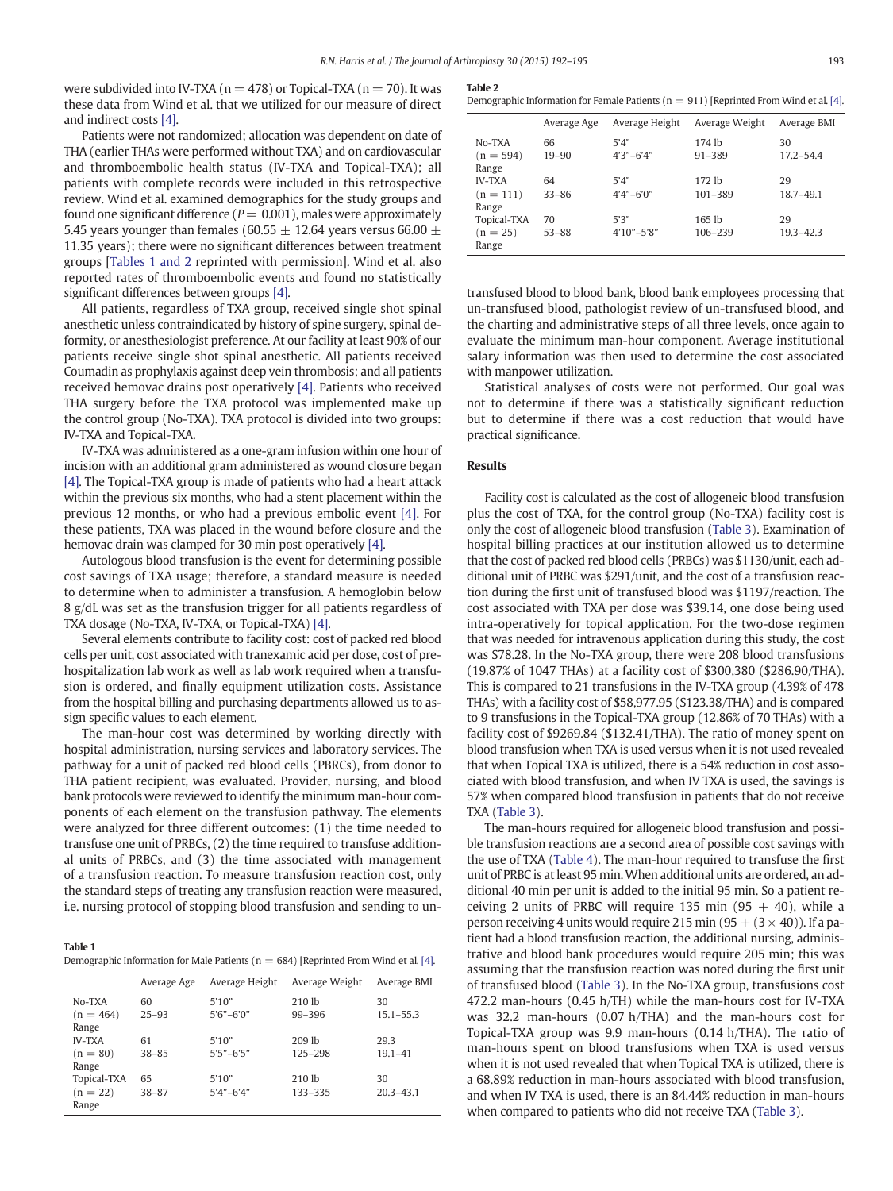were subdivided into IV-TXA (n = 478) or Topical-TXA (n = 70). It was these data from Wind et al. that we utilized for our measure of direct and indirect costs [4].

Patients were not randomized; allocation was dependent on date of THA (earlier THAs were performed without TXA) and on cardiovascular and thromboembolic health status (IV-TXA and Topical-TXA); all patients with complete records were included in this retrospective review. Wind et al. examined demographics for the study groups and found one significant difference ($P = 0.001$), males were approximately 5.45 years younger than females ($60.55 \pm 12.64$ years versus $66.00 \pm 11.35$ years); there were no significant differences between treatment groups [Tables 1 and 2 reprinted with permission]. Wind et al. also reported rates of thromboembolic events and found no statistically significant differences between groups [4].

All patients, regardless of TXA group, received single shot spinal anesthetic unless contraindicated by history of spine surgery, spinal deformity, or anesthesiologist preference. At our facility at least 90% of our patients receive single shot spinal anesthetic. All patients received Coumadin as prophylaxis against deep vein thrombosis; and all patients received hemovac drains post operatively [4]. Patients who received THA surgery before the TXA protocol was implemented make up the control group (No-TXA). TXA protocol is divided into two groups: IV-TXA and Topical-TXA.

IV-TXA was administered as a one-gram infusion within one hour of incision with an additional gram administered as wound closure began [4]. The Topical-TXA group is made of patients who had a heart attack within the previous six months, who had a stent placement within the previous 12 months, or who had a previous embolic event [4]. For these patients, TXA was placed in the wound before closure and the hemovac drain was clamped for 30 min post operatively [4].

Autologous blood transfusion is the event for determining possible cost savings of TXA usage; therefore, a standard measure is needed to determine when to administer a transfusion. A hemoglobin below 8 g/dL was set as the transfusion trigger for all patients regardless of TXA dosage (No-TXA, IV-TXA, or Topical-TXA) [4].

Several elements contribute to facility cost: cost of packed red blood cells per unit, cost associated with tranexamic acid per dose, cost of pre-hospitalization lab work as well as lab work required when a transfusion is ordered, and finally equipment utilization costs. Assistance from the hospital billing and purchasing departments allowed us to assign specific values to each element.

The man-hour cost was determined by working directly with hospital administration, nursing services and laboratory services. The pathway for a unit of packed red blood cells (PBRCs), from donor to THA patient recipient, was evaluated. Provider, nursing, and blood bank protocols were reviewed to identify the minimum man-hour components of each element on the transfusion pathway. The elements were analyzed for three different outcomes: (1) the time needed to transfuse one unit of PRBCs, (2) the time required to transfuse additional units of PRBCs, and (3) the time associated with management of a transfusion reaction. To measure transfusion reaction cost, only the standard steps of treating any transfusion reaction were measured, i.e. nursing protocol of stopping blood transfusion and sending to un-transfused blood to blood bank, blood bank employees processing that un-transfused blood, pathologist review of un-transfused blood, and the charting and administrative steps of all three levels, once again to evaluate the minimum man-hour component. Average institutional salary information was then used to determine the cost associated with manpower utilization.

Statistical analyses of costs were not performed. Our goal was not to determine if there was a statistically significant reduction but to determine if there was a cost reduction that would have practical significance.

**Table 1**
Demographic Information for Male Patients (n = 684) [Reprinted From Wind et al. [4].

| | Average Age | Average Height | Average Weight | Average BMI |
|---|---|---|---|---|
| No-TXA (n = 464) | 60 | 5'10" | 210 lb | 30 |
| Range | 25–93 | 5'6"–6'0" | 99–396 | 15.1–55.3 |
| IV-TXA (n = 80) | 61 | 5'10" | 209 lb | 29.3 |
| Range | 38–85 | 5'5"–6'5" | 125–298 | 19.1–41 |
| Topical-TXA (n = 22) | 65 | 5'10" | 210 lb | 30 |
| Range | 38–87 | 5'4"–6'4" | 133–335 | 20.3–43.1 |

**Table 2**
Demographic Information for Female Patients (n = 911) [Reprinted From Wind et al. [4].

| | Average Age | Average Height | Average Weight | Average BMI |
|---|---|---|---|---|
| No-TXA (n = 594) | 66 | 5'4" | 174 lb | 30 |
| Range | 19–90 | 4'3"–6'4" | 91–389 | 17.2–54.4 |
| IV-TXA (n = 111) | 64 | 5'4" | 172 lb | 29 |
| Range | 33–86 | 4'4"–6'0" | 101–389 | 18.7–49.1 |
| Topical-TXA (n = 25) | 70 | 5'3" | 165 lb | 29 |
| Range | 53–88 | 4'10"–5'8" | 106–239 | 19.3–42.3 |

## Results

Facility cost is calculated as the cost of allogeneic blood transfusion plus the cost of TXA, for the control group (No-TXA) facility cost is only the cost of allogeneic blood transfusion (Table 3). Examination of hospital billing practices at our institution allowed us to determine that the cost of packed red blood cells (PRBCs) was \$1130/unit, each additional unit of PRBC was \$291/unit, and the cost of a transfusion reaction during the first unit of transfused blood was \$1197/reaction. The cost associated with TXA per dose was \$39.14, one dose being used intra-operatively for topical application. For the two-dose regimen that was needed for intravenous application during this study, the cost was \$78.28. In the No-TXA group, there were 208 blood transfusions (19.87% of 1047 THAs) at a facility cost of \$300,380 (\$286.90/THA). This is compared to 21 transfusions in the IV-TXA group (4.39% of 478 THAs) with a facility cost of \$58,977.95 (\$123.38/THA) and is compared to 9 transfusions in the Topical-TXA group (12.86% of 70 THAs) with a facility cost of \$9269.84 (\$132.41/THA). The ratio of money spent on blood transfusion when TXA is used versus when it is not used revealed that when Topical TXA is utilized, there is a 54% reduction in cost associated with blood transfusion, and when IV TXA is used, the savings is 57% when compared blood transfusion in patients that do not receive TXA (Table 3).

The man-hours required for allogeneic blood transfusion and possible transfusion reactions are a second area of possible cost savings with the use of TXA (Table 4). The man-hour required to transfuse the first unit of PRBC is at least 95 min. When additional units are ordered, an additional 40 min per unit is added to the initial 95 min. So a patient receiving 2 units of PRBC will require 135 min ($95 + 40$), while a person receiving 4 units would require 215 min ($95 + (3 \times 40)$). If a patient had a blood transfusion reaction, the additional nursing, administrative and blood bank procedures would require 205 min; this was assuming that the transfusion reaction was noted during the first unit of transfused blood (Table 3). In the No-TXA group, transfusions cost 472.2 man-hours (0.45 h/TH) while the man-hours cost for IV-TXA was 32.2 man-hours (0.07 h/THA) and the man-hours cost for Topical-TXA group was 9.9 man-hours (0.14 h/THA). The ratio of man-hours spent on blood transfusions when TXA is used versus when it is not used revealed that when Topical TXA is utilized, there is a 68.89% reduction in man-hours associated with blood transfusion, and when IV TXA is used, there is an 84.44% reduction in man-hours when compared to patients who did not receive TXA (Table 3).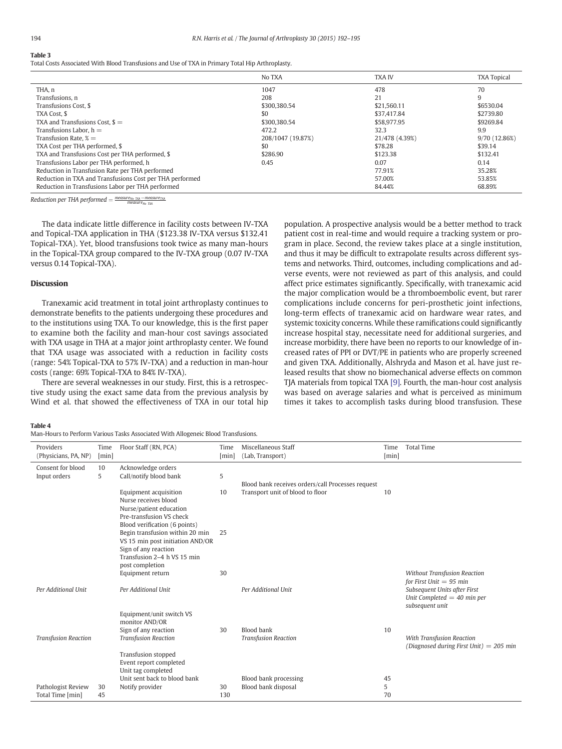**Table 3**
Total Costs Associated With Blood Transfusions and Use of TXA in Primary Total Hip Arthroplasty.

| | No TXA | TXA IV | TXA Topical |
|---|---|---|---|
| THA, n | 1047 | 478 | 70 |
| Transfusions, n | 208 | 21 | 9 |
| Transfusions Cost, $ | $300,380.54 | $21,560.11 | $6530.04 |
| TXA Cost, $ | $0 | $37,417.84 | $2739.80 |
| TXA and Transfusions Cost, $ = | $300,380.54 | $58,977.95 | $9269.84 |
| Transfusions Labor, h = | 472.2 | 32.3 | 9.9 |
| Transfusion Rate, % = | 208/1047 (19.87%) | 21/478 (4.39%) | 9/70 (12.86%) |
| TXA Cost per THA performed, $ | $0 | $78.28 | $39.14 |
| TXA and Transfusions Cost per THA performed, $ | $286.90 | $123.38 | $132.41 |
| Transfusions Labor per THA performed, h | 0.45 | 0.07 | 0.14 |
| Reduction in Transfusion Rate per THA performed | | 77.91% | 35.28% |
| Reduction in TXA and Transfusions Cost per THA performed | | 57.00% | 53.85% |
| Reduction in Transfusions Labor per THA performed | | 84.44% | 68.89% |

*Reduction per THA performed* $= \frac{measure_{No\ TXA} - measure_{TXA}}{measure_{No\ TXA}}$

The data indicate little difference in facility costs between IV-TXA and Topical-TXA application in THA ($123.38 IV-TXA versus $132.41 Topical-TXA). Yet, blood transfusions took twice as many man-hours in the Topical-TXA group compared to the IV-TXA group (0.07 IV-TXA versus 0.14 Topical-TXA).

## Discussion

Tranexamic acid treatment in total joint arthroplasty continues to demonstrate benefits to the patients undergoing these procedures and to the institutions using TXA. To our knowledge, this is the first paper to examine both the facility and man-hour cost savings associated with TXA usage in THA at a major joint arthroplasty center. We found that TXA usage was associated with a reduction in facility costs (range: 54% Topical-TXA to 57% IV-TXA) and a reduction in man-hour costs (range: 69% Topical-TXA to 84% IV-TXA).

There are several weaknesses in our study. First, this is a retrospective study using the exact same data from the previous analysis by Wind et al. that showed the effectiveness of TXA in our total hip population. A prospective analysis would be a better method to track patient cost in real-time and would require a tracking system or program in place. Second, the review takes place at a single institution, and thus it may be difficult to extrapolate results across different systems and networks. Third, outcomes, including complications and adverse events, were not reviewed as part of this analysis, and could affect price estimates significantly. Specifically, with tranexamic acid the major complication would be a thromboembolic event, but rarer complications include concerns for peri-prosthetic joint infections, long-term effects of tranexamic acid on hardware wear rates, and systemic toxicity concerns. While these ramifications could significantly increase hospital stay, necessitate need for additional surgeries, and increase morbidity, there have been no reports to our knowledge of increased rates of PPI or DVT/PE in patients who are properly screened and given TXA. Additionally, Alshryda and Mason et al. have just released results that show no biomechanical adverse effects on common TJA materials from topical TXA [9]. Fourth, the man-hour cost analysis was based on average salaries and what is perceived as minimum times it takes to accomplish tasks during blood transfusion. These

**Table 4**
Man-Hours to Perform Various Tasks Associated With Allogeneic Blood Transfusions.

| Providers (Physicians, PA, NP) | Time [min] | Floor Staff (RN, PCA) | Time [min] | Miscellaneous Staff (Lab, Transport) | Time [min] | Total Time |
|---|---|---|---|---|---|---|
| Consent for blood | 10 | Acknowledge orders | | | | |
| Input orders | 5 | Call/notify blood bank | 5 | | | |
| | | | | Blood bank receives orders/call Processes request | | |
| | | Equipment acquisition | 10 | Transport unit of blood to floor | 10 | |
| | | Nurse receives blood<br>Nurse/patient education<br>Pre-transfusion VS check<br>Blood verification (6 points) | | | | |
| | | Begin transfusion within 20 min<br>VS 15 min post initiation AND/OR<br>Sign of any reaction<br>Transfusion 2–4 h VS 15 min post completion | 25 | | | |
| | | Equipment return | 30 | | | *Without Transfusion Reaction for First Unit = 95 min* |
| *Per Additional Unit* | | *Per Additional Unit* | | *Per Additional Unit* | | *Subsequent Units after First Unit Completed = 40 min per subsequent unit* |
| | | Equipment/unit switch VS monitor AND/OR<br>Sign of any reaction | 30 | Blood bank | 10 | |
| *Transfusion Reaction* | | *Transfusion Reaction* | | *Transfusion Reaction* | | *With Transfusion Reaction (Diagnosed during First Unit) = 205 min* |
| | | Transfusion stopped<br>Event report completed<br>Unit tag completed<br>Unit sent back to blood bank | | Blood bank processing | 45 | |
| Pathologist Review | 30 | Notify provider | 30 | Blood bank disposal | 5 | |
| Total Time [min] | 45 | | 130 | | 70 | |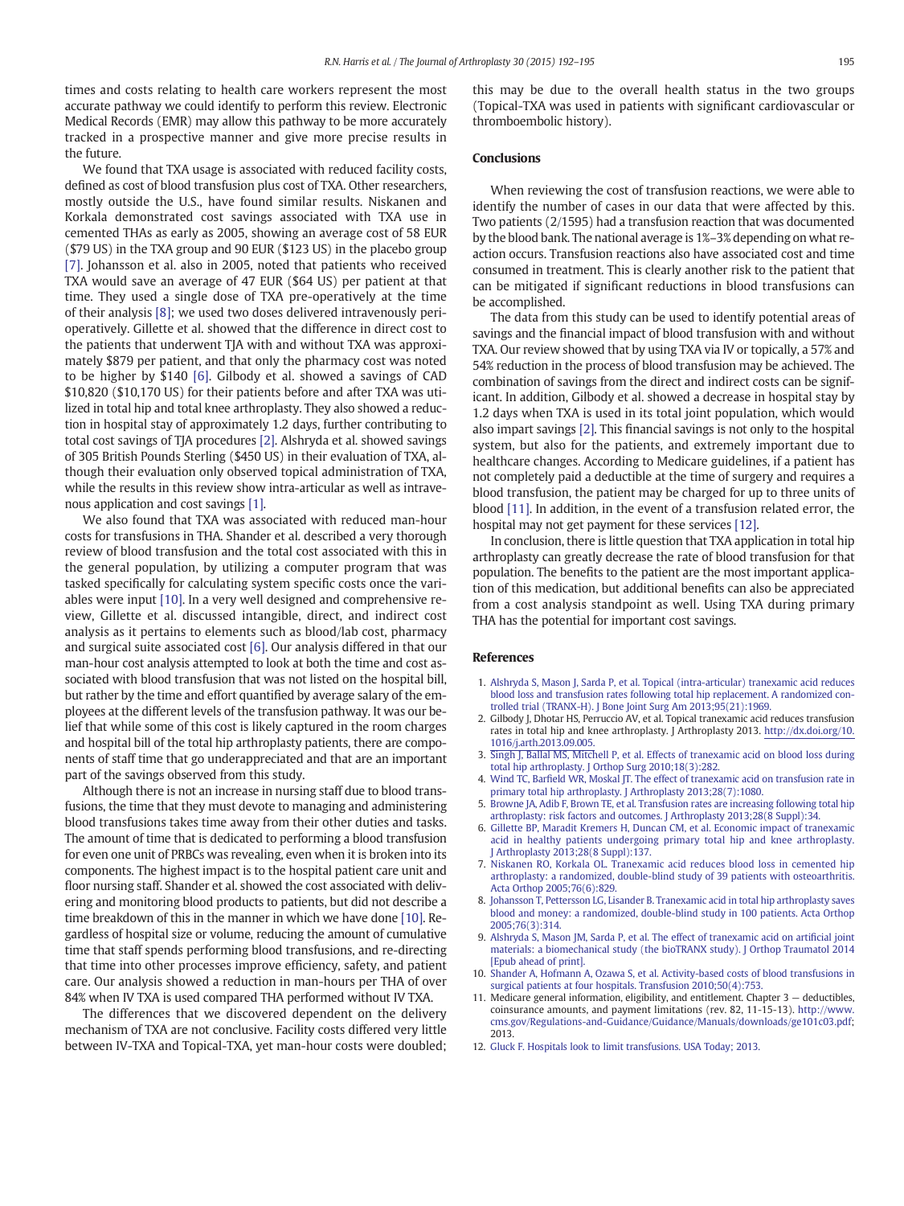times and costs relating to health care workers represent the most accurate pathway we could identify to perform this review. Electronic Medical Records (EMR) may allow this pathway to be more accurately tracked in a prospective manner and give more precise results in the future.

We found that TXA usage is associated with reduced facility costs, defined as cost of blood transfusion plus cost of TXA. Other researchers, mostly outside the U.S., have found similar results. Niskanen and Korkala demonstrated cost savings associated with TXA use in cemented THAs as early as 2005, showing an average cost of 58 EUR ($79 US) in the TXA group and 90 EUR ($123 US) in the placebo group [7]. Johansson et al. also in 2005, noted that patients who received TXA would save an average of 47 EUR ($64 US) per patient at that time. They used a single dose of TXA pre-operatively at the time of their analysis [8]; we used two doses delivered intravenously peri-operatively. Gillette et al. showed that the difference in direct cost to the patients that underwent TJA with and without TXA was approximately $879 per patient, and that only the pharmacy cost was noted to be higher by $140 [6]. Gilbody et al. showed a savings of CAD $10,820 ($10,170 US) for their patients before and after TXA was utilized in total hip and total knee arthroplasty. They also showed a reduction in hospital stay of approximately 1.2 days, further contributing to total cost savings of TJA procedures [2]. Alshryda et al. showed savings of 305 British Pounds Sterling ($450 US) in their evaluation of TXA, although their evaluation only observed topical administration of TXA, while the results in this review show intra-articular as well as intravenous application and cost savings [1].

We also found that TXA was associated with reduced man-hour costs for transfusions in THA. Shander et al. described a very thorough review of blood transfusion and the total cost associated with this in the general population, by utilizing a computer program that was tasked specifically for calculating system specific costs once the variables were input [10]. In a very well designed and comprehensive review, Gillette et al. discussed intangible, direct, and indirect cost analysis as it pertains to elements such as blood/lab cost, pharmacy and surgical suite associated cost [6]. Our analysis differed in that our man-hour cost analysis attempted to look at both the time and cost associated with blood transfusion that was not listed on the hospital bill, but rather by the time and effort quantified by average salary of the employees at the different levels of the transfusion pathway. It was our belief that while some of this cost is likely captured in the room charges and hospital bill of the total hip arthroplasty patients, there are components of staff time that go underappreciated and that are an important part of the savings observed from this study.

Although there is not an increase in nursing staff due to blood transfusions, the time that they must devote to managing and administering blood transfusions takes time away from their other duties and tasks. The amount of time that is dedicated to performing a blood transfusion for even one unit of PRBCs was revealing, even when it is broken into its components. The highest impact is to the hospital patient care unit and floor nursing staff. Shander et al. showed the cost associated with delivering and monitoring blood products to patients, but did not describe a time breakdown of this in the manner in which we have done [10]. Regardless of hospital size or volume, reducing the amount of cumulative time that staff spends performing blood transfusions, and re-directing that time into other processes improve efficiency, safety, and patient care. Our analysis showed a reduction in man-hours per THA of over 84% when IV TXA is used compared THA performed without IV TXA.

The differences that we discovered dependent on the delivery mechanism of TXA are not conclusive. Facility costs differed very little between IV-TXA and Topical-TXA, yet man-hour costs were doubled; this may be due to the overall health status in the two groups (Topical-TXA was used in patients with significant cardiovascular or thromboembolic history).

## Conclusions

When reviewing the cost of transfusion reactions, we were able to identify the number of cases in our data that were affected by this. Two patients (2/1595) had a transfusion reaction that was documented by the blood bank. The national average is 1%–3% depending on what reaction occurs. Transfusion reactions also have associated cost and time consumed in treatment. This is clearly another risk to the patient that can be mitigated if significant reductions in blood transfusions can be accomplished.

The data from this study can be used to identify potential areas of savings and the financial impact of blood transfusion with and without TXA. Our review showed that by using TXA via IV or topically, a 57% and 54% reduction in the process of blood transfusion may be achieved. The combination of savings from the direct and indirect costs can be significant. In addition, Gilbody et al. showed a decrease in hospital stay by 1.2 days when TXA is used in its total joint population, which would also impart savings [2]. This financial savings is not only to the hospital system, but also for the patients, and extremely important due to healthcare changes. According to Medicare guidelines, if a patient has not completely paid a deductible at the time of surgery and requires a blood transfusion, the patient may be charged for up to three units of blood [11]. In addition, in the event of a transfusion related error, the hospital may not get payment for these services [12].

In conclusion, there is little question that TXA application in total hip arthroplasty can greatly decrease the rate of blood transfusion for that population. The benefits to the patient are the most important application of this medication, but additional benefits can also be appreciated from a cost analysis standpoint as well. Using TXA during primary THA has the potential for important cost savings.

## References

1. Alshryda S, Mason J, Sarda P, et al. Topical (intra-articular) tranexamic acid reduces blood loss and transfusion rates following total hip replacement. A randomized controlled trial (TRANX-H). J Bone Joint Surg Am 2013;95(21):1969.
2. Gilbody J, Dhotar HS, Perruccio AV, et al. Topical tranexamic acid reduces transfusion rates in total hip and knee arthroplasty. J Arthroplasty 2013. http://dx.doi.org/10.1016/j.arth.2013.09.005.
3. Singh J, Ballal MS, Mitchell P, et al. Effects of tranexamic acid on blood loss during total hip arthroplasty. J Orthop Surg 2010;18(3):282.
4. Wind TC, Barfield WR, Moskal JT. The effect of tranexamic acid on transfusion rate in primary total hip arthroplasty. J Arthroplasty 2013;28(7):1080.
5. Browne JA, Adib F, Brown TE, et al. Transfusion rates are increasing following total hip arthroplasty: risk factors and outcomes. J Arthroplasty 2013;28(8 Suppl):34.
6. Gillette BP, Maradit Kremers H, Duncan CM, et al. Economic impact of tranexamic acid in healthy patients undergoing primary total hip and knee arthroplasty. J Arthroplasty 2013;28(8 Suppl):137.
7. Niskanen RO, Korkala OL. Tranexamic acid reduces blood loss in cemented hip arthroplasty: a randomized, double-blind study of 39 patients with osteoarthritis. Acta Orthop 2005;76(6):829.
8. Johansson T, Pettersson LG, Lisander B. Tranexamic acid in total hip arthroplasty saves blood and money: a randomized, double-blind study in 100 patients. Acta Orthop 2005;76(3):314.
9. Alshryda S, Mason JM, Sarda P, et al. The effect of tranexamic acid on artificial joint materials: a biomechanical study (the bioTRANX study). J Orthop Traumatol 2014 [Epub ahead of print].
10. Shander A, Hofmann A, Ozawa S, et al. Activity-based costs of blood transfusions in surgical patients at four hospitals. Transfusion 2010;50(4):753.
11. Medicare general information, eligibility, and entitlement. Chapter 3 — deductibles, coinsurance amounts, and payment limitations (rev. 82, 11-15-13). http://www.cms.gov/Regulations-and-Guidance/Guidance/Manuals/downloads/ge101c03.pdf; 2013.
12. Gluck F. Hospitals look to limit transfusions. USA Today; 2013.